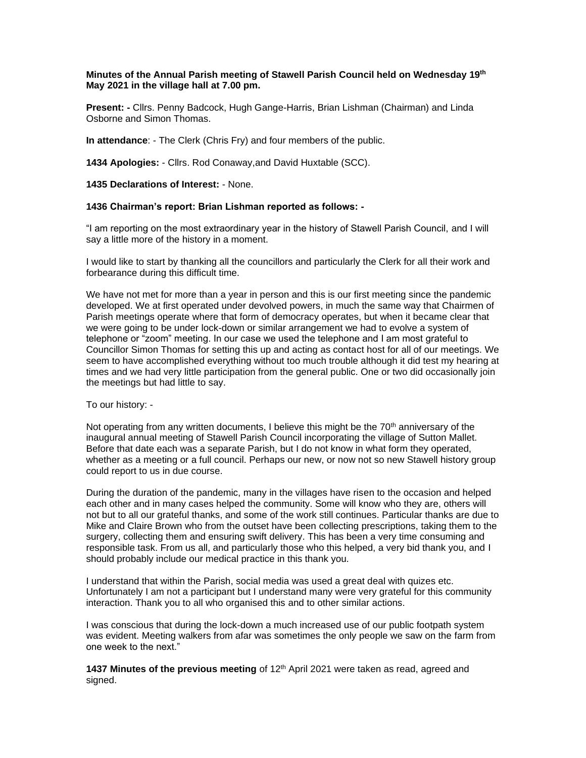**Minutes of the Annual Parish meeting of Stawell Parish Council held on Wednesday 19th May 2021 in the village hall at 7.00 pm.**

**Present: -** Cllrs. Penny Badcock, Hugh Gange-Harris, Brian Lishman (Chairman) and Linda Osborne and Simon Thomas.

**In attendance**: - The Clerk (Chris Fry) and four members of the public.

**1434 Apologies:** - Cllrs. Rod Conaway,and David Huxtable (SCC).

**1435 Declarations of Interest:** - None.

**1436 Chairman's report: Brian Lishman reported as follows: -**

"I am reporting on the most extraordinary year in the history of Stawell Parish Council, and I will say a little more of the history in a moment.

I would like to start by thanking all the councillors and particularly the Clerk for all their work and forbearance during this difficult time.

We have not met for more than a year in person and this is our first meeting since the pandemic developed. We at first operated under devolved powers, in much the same way that Chairmen of Parish meetings operate where that form of democracy operates, but when it became clear that we were going to be under lock-down or similar arrangement we had to evolve a system of telephone or "zoom" meeting. In our case we used the telephone and I am most grateful to Councillor Simon Thomas for setting this up and acting as contact host for all of our meetings. We seem to have accomplished everything without too much trouble although it did test my hearing at times and we had very little participation from the general public. One or two did occasionally join the meetings but had little to say.

To our history: -

Not operating from any written documents, I believe this might be the 70th anniversary of the inaugural annual meeting of Stawell Parish Council incorporating the village of Sutton Mallet. Before that date each was a separate Parish, but I do not know in what form they operated, whether as a meeting or a full council. Perhaps our new, or now not so new Stawell history group could report to us in due course.

During the duration of the pandemic, many in the villages have risen to the occasion and helped each other and in many cases helped the community. Some will know who they are, others will not but to all our grateful thanks, and some of the work still continues. Particular thanks are due to Mike and Claire Brown who from the outset have been collecting prescriptions, taking them to the surgery, collecting them and ensuring swift delivery. This has been a very time consuming and responsible task. From us all, and particularly those who this helped, a very bid thank you, and I should probably include our medical practice in this thank you.

I understand that within the Parish, social media was used a great deal with quizes etc. Unfortunately I am not a participant but I understand many were very grateful for this community interaction. Thank you to all who organised this and to other similar actions.

I was conscious that during the lock-down a much increased use of our public footpath system was evident. Meeting walkers from afar was sometimes the only people we saw on the farm from one week to the next."

**1437 Minutes of the previous meeting** of 12th April 2021 were taken as read, agreed and signed.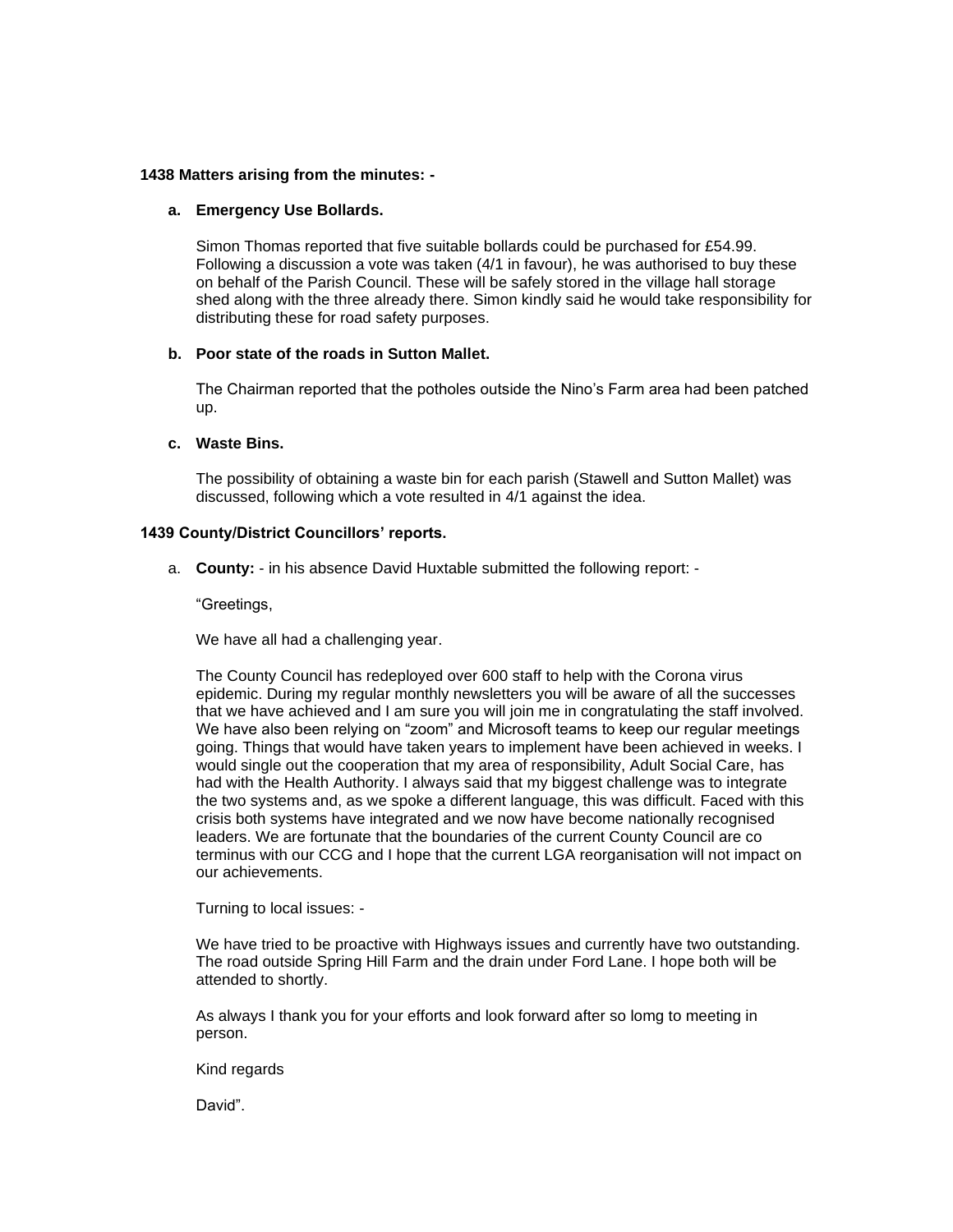**1438 Matters arising from the minutes: -**

**a. Emergency Use Bollards.**

Simon Thomas reported that five suitable bollards could be purchased for £54.99. Following a discussion a vote was taken (4/1 in favour), he was authorised to buy these on behalf of the Parish Council. These will be safely stored in the village hall storage shed along with the three already there. Simon kindly said he would take responsibility for distributing these for road safety purposes.

**b. Poor state of the roads in Sutton Mallet.**

The Chairman reported that the potholes outside the Nino's Farm area had been patched up.

**c. Waste Bins.**

The possibility of obtaining a waste bin for each parish (Stawell and Sutton Mallet) was discussed, following which a vote resulted in 4/1 against the idea.

**1439 County/District Councillors' reports.**

a. **County:** - in his absence David Huxtable submitted the following report: -

"Greetings,

We have all had a challenging year.

The County Council has redeployed over 600 staff to help with the Corona virus epidemic. During my regular monthly newsletters you will be aware of all the successes that we have achieved and I am sure you will join me in congratulating the staff involved. We have also been relying on "zoom" and Microsoft teams to keep our regular meetings going. Things that would have taken years to implement have been achieved in weeks. I would single out the cooperation that my area of responsibility, Adult Social Care, has had with the Health Authority. I always said that my biggest challenge was to integrate the two systems and, as we spoke a different language, this was difficult. Faced with this crisis both systems have integrated and we now have become nationally recognised leaders. We are fortunate that the boundaries of the current County Council are co terminus with our CCG and I hope that the current LGA reorganisation will not impact on our achievements.

Turning to local issues: -

We have tried to be proactive with Highways issues and currently have two outstanding. The road outside Spring Hill Farm and the drain under Ford Lane. I hope both will be attended to shortly.

As always I thank you for your efforts and look forward after so lomg to meeting in person.

Kind regards

David".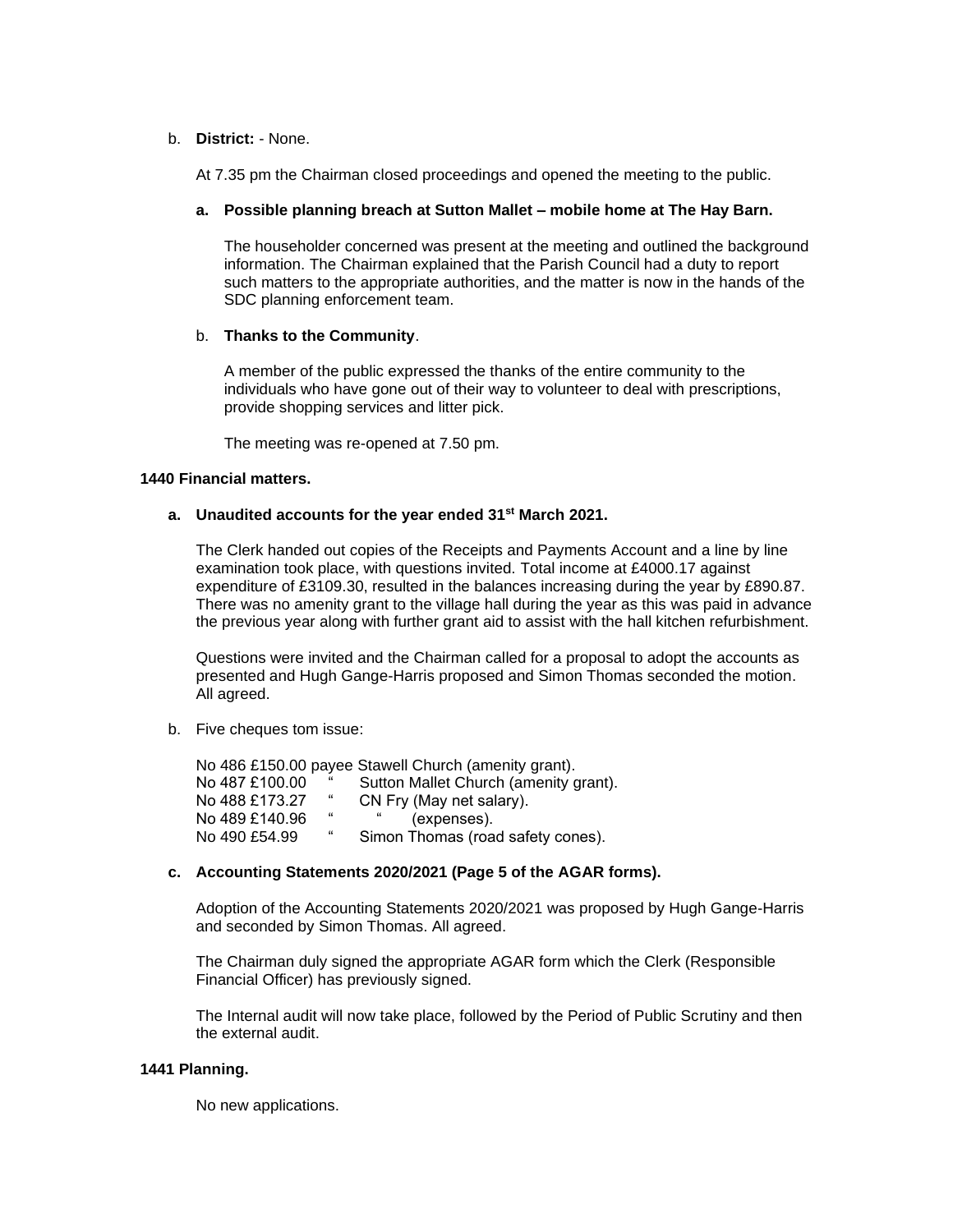b. **District:** - None.

At 7.35 pm the Chairman closed proceedings and opened the meeting to the public.

**a. Possible planning breach at Sutton Mallet – mobile home at The Hay Barn.**

The householder concerned was present at the meeting and outlined the background information. The Chairman explained that the Parish Council had a duty to report such matters to the appropriate authorities, and the matter is now in the hands of the SDC planning enforcement team.

b. **Thanks to the Community**.

A member of the public expressed the thanks of the entire community to the individuals who have gone out of their way to volunteer to deal with prescriptions, provide shopping services and litter pick.

The meeting was re-opened at 7.50 pm.

**1440 Financial matters.**

**a. Unaudited accounts for the year ended 31st March 2021.**

The Clerk handed out copies of the Receipts and Payments Account and a line by line examination took place, with questions invited. Total income at £4000.17 against expenditure of £3109.30, resulted in the balances increasing during the year by £890.87. There was no amenity grant to the village hall during the year as this was paid in advance the previous year along with further grant aid to assist with the hall kitchen refurbishment.

Questions were invited and the Chairman called for a proposal to adopt the accounts as presented and Hugh Gange-Harris proposed and Simon Thomas seconded the motion. All agreed.

b. Five cheques tom issue:

No 486 £150.00 payee Stawell Church (amenity grant).
No 487 £100.00 " Sutton Mallet Church (amenity grant).
No 488 £173.27 " CN Fry (May net salary).
No 489 £140.96 " " (expenses).
No 490 £54.99 " Simon Thomas (road safety cones).

**c. Accounting Statements 2020/2021 (Page 5 of the AGAR forms).**

Adoption of the Accounting Statements 2020/2021 was proposed by Hugh Gange-Harris and seconded by Simon Thomas. All agreed.

The Chairman duly signed the appropriate AGAR form which the Clerk (Responsible Financial Officer) has previously signed.

The Internal audit will now take place, followed by the Period of Public Scrutiny and then the external audit.

**1441 Planning.**

No new applications.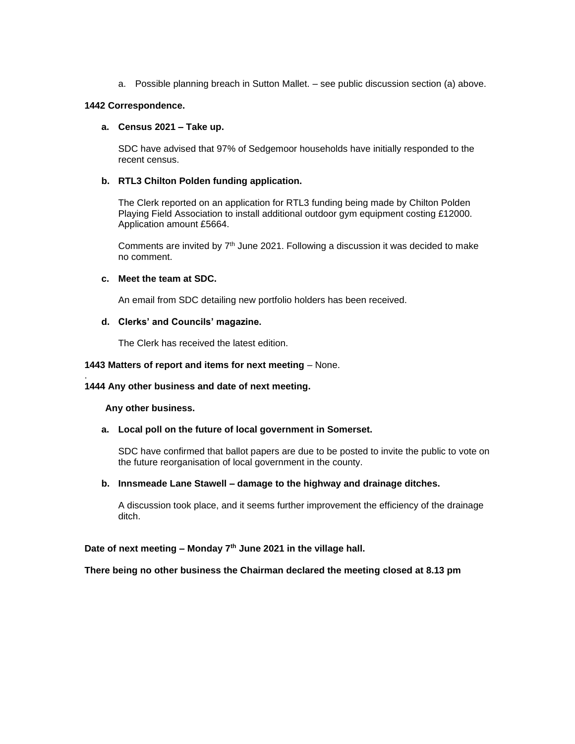a. Possible planning breach in Sutton Mallet. – see public discussion section (a) above.

**1442 Correspondence.**

**a. Census 2021 – Take up.**

SDC have advised that 97% of Sedgemoor households have initially responded to the recent census.

**b. RTL3 Chilton Polden funding application.**

The Clerk reported on an application for RTL3 funding being made by Chilton Polden Playing Field Association to install additional outdoor gym equipment costing £12000. Application amount £5664.

Comments are invited by 7th June 2021. Following a discussion it was decided to make no comment.

**c. Meet the team at SDC.**

An email from SDC detailing new portfolio holders has been received.

**d. Clerks' and Councils' magazine.**

The Clerk has received the latest edition.

**1443 Matters of report and items for next meeting** – None.

.

**1444 Any other business and date of next meeting.**

**Any other business.**

**a. Local poll on the future of local government in Somerset.**

SDC have confirmed that ballot papers are due to be posted to invite the public to vote on the future reorganisation of local government in the county.

**b. Innsmeade Lane Stawell – damage to the highway and drainage ditches.**

A discussion took place, and it seems further improvement the efficiency of the drainage ditch.

**Date of next meeting – Monday 7th June 2021 in the village hall.**

**There being no other business the Chairman declared the meeting closed at 8.13 pm**